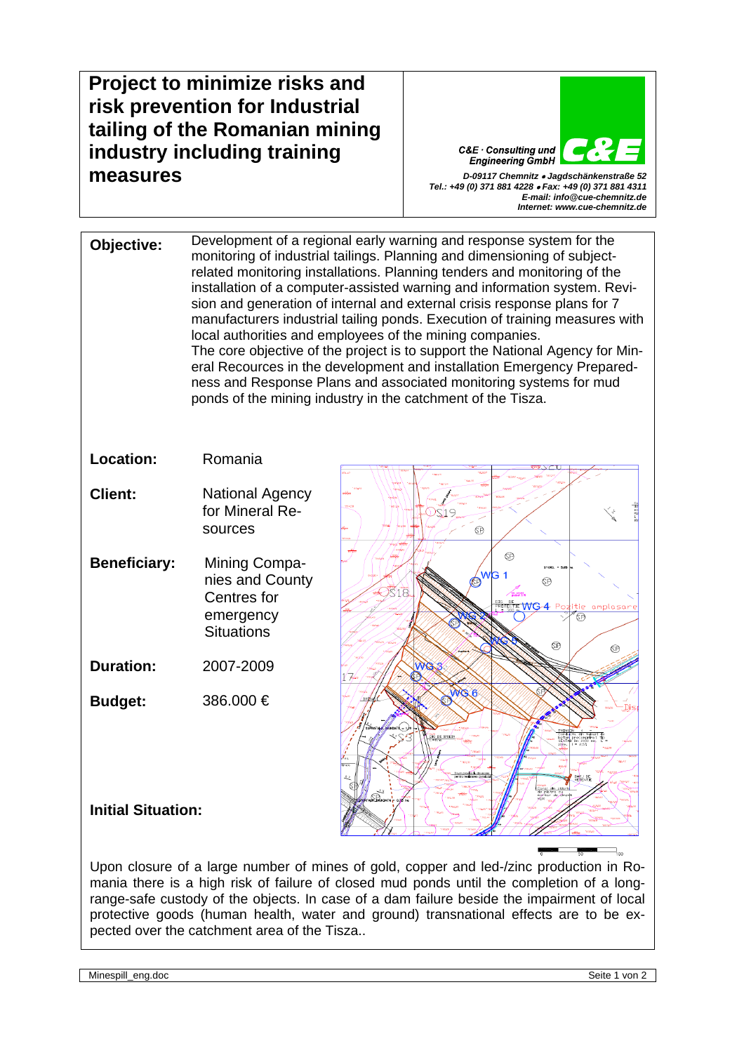# Project to minimize risks and risk prevention for Industrial tailing of the Romanian mining industry including training measures

C&E · Consulting und Engineering GmbH

*D-09117 Chemnitz • Jagdschänkenstraße 52*
*Tel.: +49 (0) 371 881 4228 • Fax: +49 (0) 371 881 4311*
*E-mail: info@cue-chemnitz.de*
*Internet: www.cue-chemnitz.de*

**Objective:** Development of a regional early warning and response system for the monitoring of industrial tailings. Planning and dimensioning of subject-related monitoring installations. Planning tenders and monitoring of the installation of a computer-assisted warning and information system. Revision and generation of internal and external crisis response plans for 7 manufacturers industrial tailing ponds. Execution of training measures with local authorities and employees of the mining companies.
The core objective of the project is to support the National Agency for Mineral Recources in the development and installation Emergency Preparedness and Response Plans and associated monitoring systems for mud ponds of the mining industry in the catchment of the Tisza.

**Location:** Romania

**Client:** National Agency for Mineral Resources

**Beneficiary:** Mining Companies and County Centres for emergency Situations

**Duration:** 2007-2009

**Budget:** 386.000 €

**Initial Situation:**

Upon closure of a large number of mines of gold, copper and led-/zinc production in Romania there is a high risk of failure of closed mud ponds until the completion of a long-range-safe custody of the objects. In case of a dam failure beside the impairment of local protective goods (human health, water and ground) transnational effects are to be expected over the catchment area of the Tisza..

Minespill_eng.doc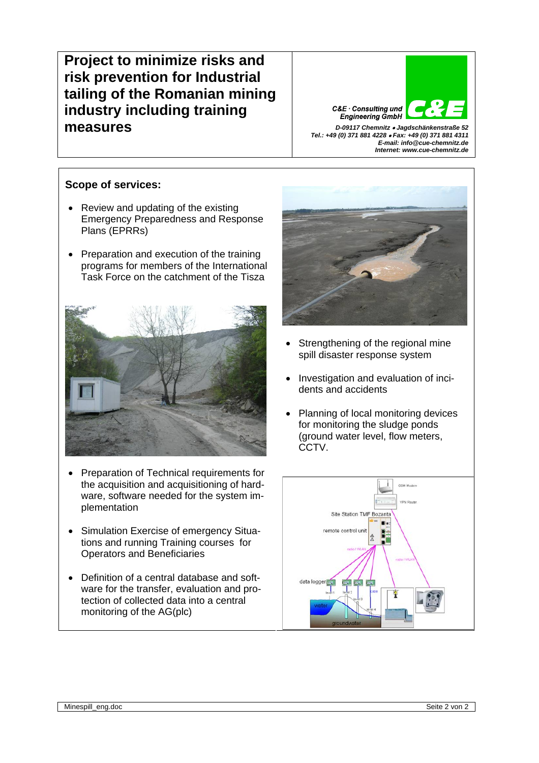# Project to minimize risks and risk prevention for Industrial tailing of the Romanian mining industry including training measures

*C&E · Consulting und Engineering GmbH*

*D-09117 Chemnitz • Jagdschänkenstraße 52*
*Tel.: +49 (0) 371 881 4228 • Fax: +49 (0) 371 881 4311*
*E-mail: info@cue-chemnitz.de*
*Internet: www.cue-chemnitz.de*

## Scope of services:

- Review and updating of the existing Emergency Preparedness and Response Plans (EPRRs)
- Preparation and execution of the training programs for members of the International Task Force on the catchment of the Tisza
- Preparation of Technical requirements for the acquisition and acquisitioning of hardware, software needed for the system implementation
- Simulation Exercise of emergency Situations and running Training courses for Operators and Beneficiaries
- Definition of a central database and software for the transfer, evaluation and protection of collected data into a central monitoring of the AG(plc)
- Strengthening of the regional mine spill disaster response system
- Investigation and evaluation of incidents and accidents
- Planning of local monitoring devices for monitoring the sludge ponds (ground water level, flow meters, CCTV.

GSM Modem
VPN Router
Site Station TMF Bozanta
remote control unit
radio / WLAN
radio / WLAN
data logger
level 1
level 2
level 3
level 4
cable
water
groundwater